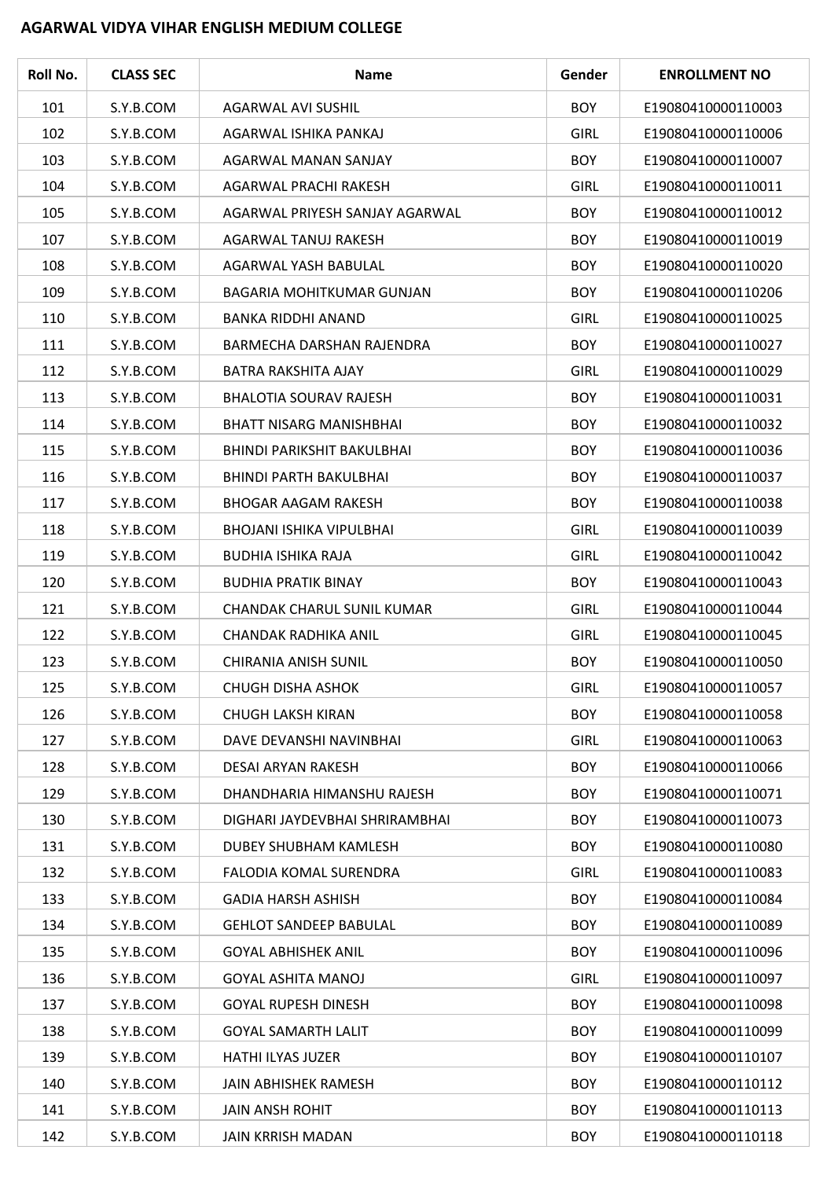## AGARWAL VIDYA VIHAR ENGLISH MEDIUM COLLEGE

| Roll No. | CLASS SEC | Name | Gender | ENROLLMENT NO |
|---|---|---|---|---|
| 101 | S.Y.B.COM | AGARWAL AVI SUSHIL | BOY | E19080410000110003 |
| 102 | S.Y.B.COM | AGARWAL ISHIKA PANKAJ | GIRL | E19080410000110006 |
| 103 | S.Y.B.COM | AGARWAL MANAN SANJAY | BOY | E19080410000110007 |
| 104 | S.Y.B.COM | AGARWAL PRACHI RAKESH | GIRL | E19080410000110011 |
| 105 | S.Y.B.COM | AGARWAL PRIYESH SANJAY AGARWAL | BOY | E19080410000110012 |
| 107 | S.Y.B.COM | AGARWAL TANUJ RAKESH | BOY | E19080410000110019 |
| 108 | S.Y.B.COM | AGARWAL YASH BABULAL | BOY | E19080410000110020 |
| 109 | S.Y.B.COM | BAGARIA MOHITKUMAR GUNJAN | BOY | E19080410000110206 |
| 110 | S.Y.B.COM | BANKA RIDDHI ANAND | GIRL | E19080410000110025 |
| 111 | S.Y.B.COM | BARMECHA DARSHAN RAJENDRA | BOY | E19080410000110027 |
| 112 | S.Y.B.COM | BATRA RAKSHITA AJAY | GIRL | E19080410000110029 |
| 113 | S.Y.B.COM | BHALOTIA SOURAV RAJESH | BOY | E19080410000110031 |
| 114 | S.Y.B.COM | BHATT NISARG MANISHBHAI | BOY | E19080410000110032 |
| 115 | S.Y.B.COM | BHINDI PARIKSHIT BAKULBHAI | BOY | E19080410000110036 |
| 116 | S.Y.B.COM | BHINDI PARTH BAKULBHAI | BOY | E19080410000110037 |
| 117 | S.Y.B.COM | BHOGAR AAGAM RAKESH | BOY | E19080410000110038 |
| 118 | S.Y.B.COM | BHOJANI ISHIKA VIPULBHAI | GIRL | E19080410000110039 |
| 119 | S.Y.B.COM | BUDHIA ISHIKA RAJA | GIRL | E19080410000110042 |
| 120 | S.Y.B.COM | BUDHIA PRATIK BINAY | BOY | E19080410000110043 |
| 121 | S.Y.B.COM | CHANDAK CHARUL SUNIL KUMAR | GIRL | E19080410000110044 |
| 122 | S.Y.B.COM | CHANDAK RADHIKA ANIL | GIRL | E19080410000110045 |
| 123 | S.Y.B.COM | CHIRANIA ANISH SUNIL | BOY | E19080410000110050 |
| 125 | S.Y.B.COM | CHUGH DISHA ASHOK | GIRL | E19080410000110057 |
| 126 | S.Y.B.COM | CHUGH LAKSH KIRAN | BOY | E19080410000110058 |
| 127 | S.Y.B.COM | DAVE DEVANSHI NAVINBHAI | GIRL | E19080410000110063 |
| 128 | S.Y.B.COM | DESAI ARYAN RAKESH | BOY | E19080410000110066 |
| 129 | S.Y.B.COM | DHANDHARIA HIMANSHU RAJESH | BOY | E19080410000110071 |
| 130 | S.Y.B.COM | DIGHARI JAYDEVBHAI SHRIRAMBHAI | BOY | E19080410000110073 |
| 131 | S.Y.B.COM | DUBEY SHUBHAM KAMLESH | BOY | E19080410000110080 |
| 132 | S.Y.B.COM | FALODIA KOMAL SURENDRA | GIRL | E19080410000110083 |
| 133 | S.Y.B.COM | GADIA HARSH ASHISH | BOY | E19080410000110084 |
| 134 | S.Y.B.COM | GEHLOT SANDEEP BABULAL | BOY | E19080410000110089 |
| 135 | S.Y.B.COM | GOYAL ABHISHEK ANIL | BOY | E19080410000110096 |
| 136 | S.Y.B.COM | GOYAL ASHITA MANOJ | GIRL | E19080410000110097 |
| 137 | S.Y.B.COM | GOYAL RUPESH DINESH | BOY | E19080410000110098 |
| 138 | S.Y.B.COM | GOYAL SAMARTH LALIT | BOY | E19080410000110099 |
| 139 | S.Y.B.COM | HATHI ILYAS JUZER | BOY | E19080410000110107 |
| 140 | S.Y.B.COM | JAIN ABHISHEK RAMESH | BOY | E19080410000110112 |
| 141 | S.Y.B.COM | JAIN ANSH ROHIT | BOY | E19080410000110113 |
| 142 | S.Y.B.COM | JAIN KRRISH MADAN | BOY | E19080410000110118 |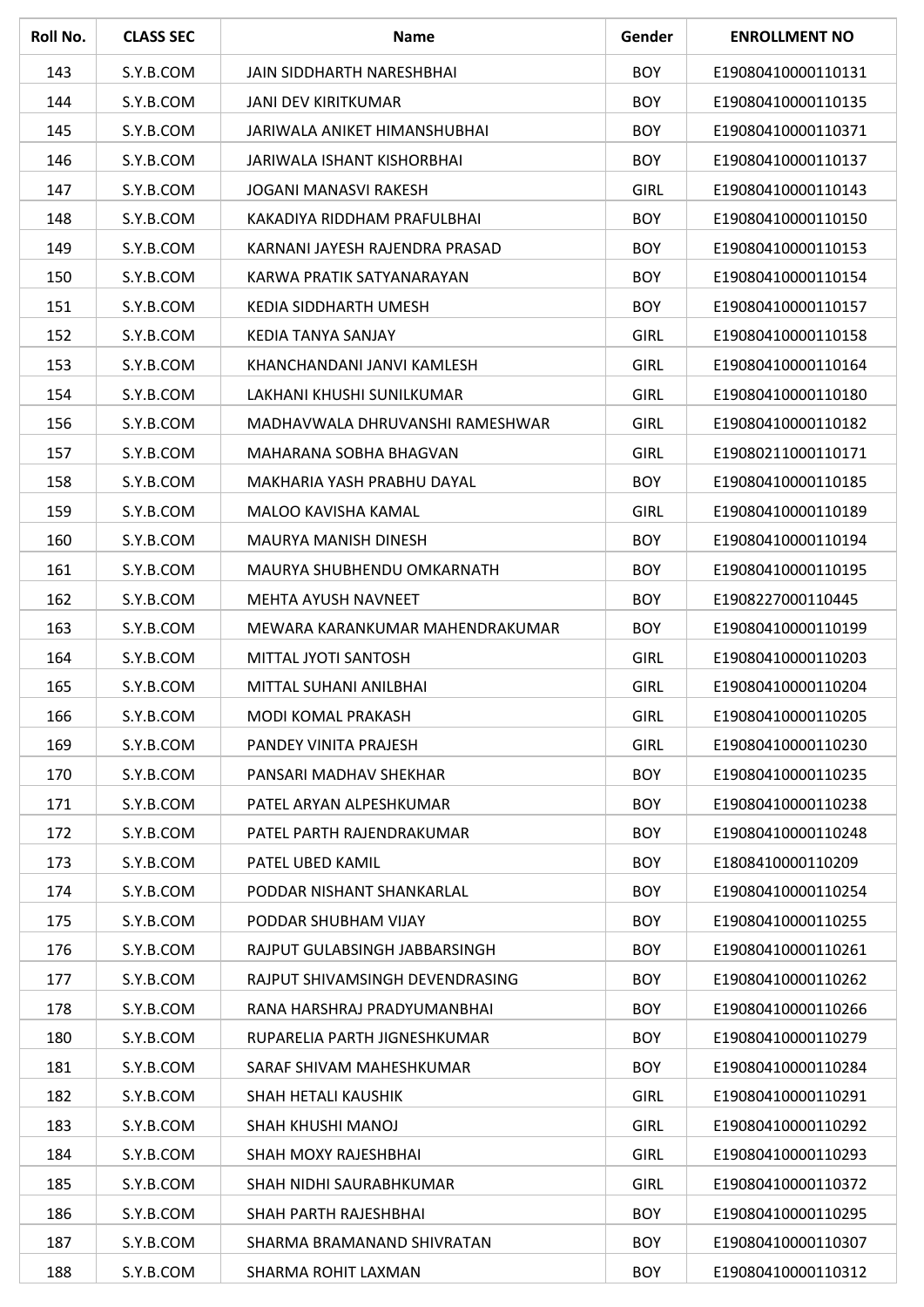| Roll No. | CLASS SEC | Name | Gender | ENROLLMENT NO |
|---|---|---|---|---|
| 143 | S.Y.B.COM | JAIN SIDDHARTH NARESHBHAI | BOY | E19080410000110131 |
| 144 | S.Y.B.COM | JANI DEV KIRITKUMAR | BOY | E19080410000110135 |
| 145 | S.Y.B.COM | JARIWALA ANIKET HIMANSHUBHAI | BOY | E19080410000110371 |
| 146 | S.Y.B.COM | JARIWALA ISHANT KISHORBHAI | BOY | E19080410000110137 |
| 147 | S.Y.B.COM | JOGANI MANASVI RAKESH | GIRL | E19080410000110143 |
| 148 | S.Y.B.COM | KAKADIYA RIDDHAM PRAFULBHAI | BOY | E19080410000110150 |
| 149 | S.Y.B.COM | KARNANI JAYESH RAJENDRA PRASAD | BOY | E19080410000110153 |
| 150 | S.Y.B.COM | KARWA PRATIK SATYANARAYAN | BOY | E19080410000110154 |
| 151 | S.Y.B.COM | KEDIA SIDDHARTH UMESH | BOY | E19080410000110157 |
| 152 | S.Y.B.COM | KEDIA TANYA SANJAY | GIRL | E19080410000110158 |
| 153 | S.Y.B.COM | KHANCHANDANI JANVI KAMLESH | GIRL | E19080410000110164 |
| 154 | S.Y.B.COM | LAKHANI KHUSHI SUNILKUMAR | GIRL | E19080410000110180 |
| 156 | S.Y.B.COM | MADHAVWALA DHRUVANSHI RAMESHWAR | GIRL | E19080410000110182 |
| 157 | S.Y.B.COM | MAHARANA SOBHA BHAGVAN | GIRL | E19080211000110171 |
| 158 | S.Y.B.COM | MAKHARIA YASH PRABHU DAYAL | BOY | E19080410000110185 |
| 159 | S.Y.B.COM | MALOO KAVISHA KAMAL | GIRL | E19080410000110189 |
| 160 | S.Y.B.COM | MAURYA MANISH DINESH | BOY | E19080410000110194 |
| 161 | S.Y.B.COM | MAURYA SHUBHENDU OMKARNATH | BOY | E19080410000110195 |
| 162 | S.Y.B.COM | MEHTA AYUSH NAVNEET | BOY | E1908227000110445 |
| 163 | S.Y.B.COM | MEWARA KARANKUMAR MAHENDRAKUMAR | BOY | E19080410000110199 |
| 164 | S.Y.B.COM | MITTAL JYOTI SANTOSH | GIRL | E19080410000110203 |
| 165 | S.Y.B.COM | MITTAL SUHANI ANILBHAI | GIRL | E19080410000110204 |
| 166 | S.Y.B.COM | MODI KOMAL PRAKASH | GIRL | E19080410000110205 |
| 169 | S.Y.B.COM | PANDEY VINITA PRAJESH | GIRL | E19080410000110230 |
| 170 | S.Y.B.COM | PANSARI MADHAV SHEKHAR | BOY | E19080410000110235 |
| 171 | S.Y.B.COM | PATEL ARYAN ALPESHKUMAR | BOY | E19080410000110238 |
| 172 | S.Y.B.COM | PATEL PARTH RAJENDRAKUMAR | BOY | E19080410000110248 |
| 173 | S.Y.B.COM | PATEL UBED KAMIL | BOY | E1808410000110209 |
| 174 | S.Y.B.COM | PODDAR NISHANT SHANKARLAL | BOY | E19080410000110254 |
| 175 | S.Y.B.COM | PODDAR SHUBHAM VIJAY | BOY | E19080410000110255 |
| 176 | S.Y.B.COM | RAJPUT GULABSINGH JABBARSINGH | BOY | E19080410000110261 |
| 177 | S.Y.B.COM | RAJPUT SHIVAMSINGH DEVENDRASING | BOY | E19080410000110262 |
| 178 | S.Y.B.COM | RANA HARSHRAJ PRADYUMANBHAI | BOY | E19080410000110266 |
| 180 | S.Y.B.COM | RUPARELIA PARTH JIGNESHKUMAR | BOY | E19080410000110279 |
| 181 | S.Y.B.COM | SARAF SHIVAM MAHESHKUMAR | BOY | E19080410000110284 |
| 182 | S.Y.B.COM | SHAH HETALI KAUSHIK | GIRL | E19080410000110291 |
| 183 | S.Y.B.COM | SHAH KHUSHI MANOJ | GIRL | E19080410000110292 |
| 184 | S.Y.B.COM | SHAH MOXY RAJESHBHAI | GIRL | E19080410000110293 |
| 185 | S.Y.B.COM | SHAH NIDHI SAURABHKUMAR | GIRL | E19080410000110372 |
| 186 | S.Y.B.COM | SHAH PARTH RAJESHBHAI | BOY | E19080410000110295 |
| 187 | S.Y.B.COM | SHARMA BRAMANAND SHIVRATAN | BOY | E19080410000110307 |
| 188 | S.Y.B.COM | SHARMA ROHIT LAXMAN | BOY | E19080410000110312 |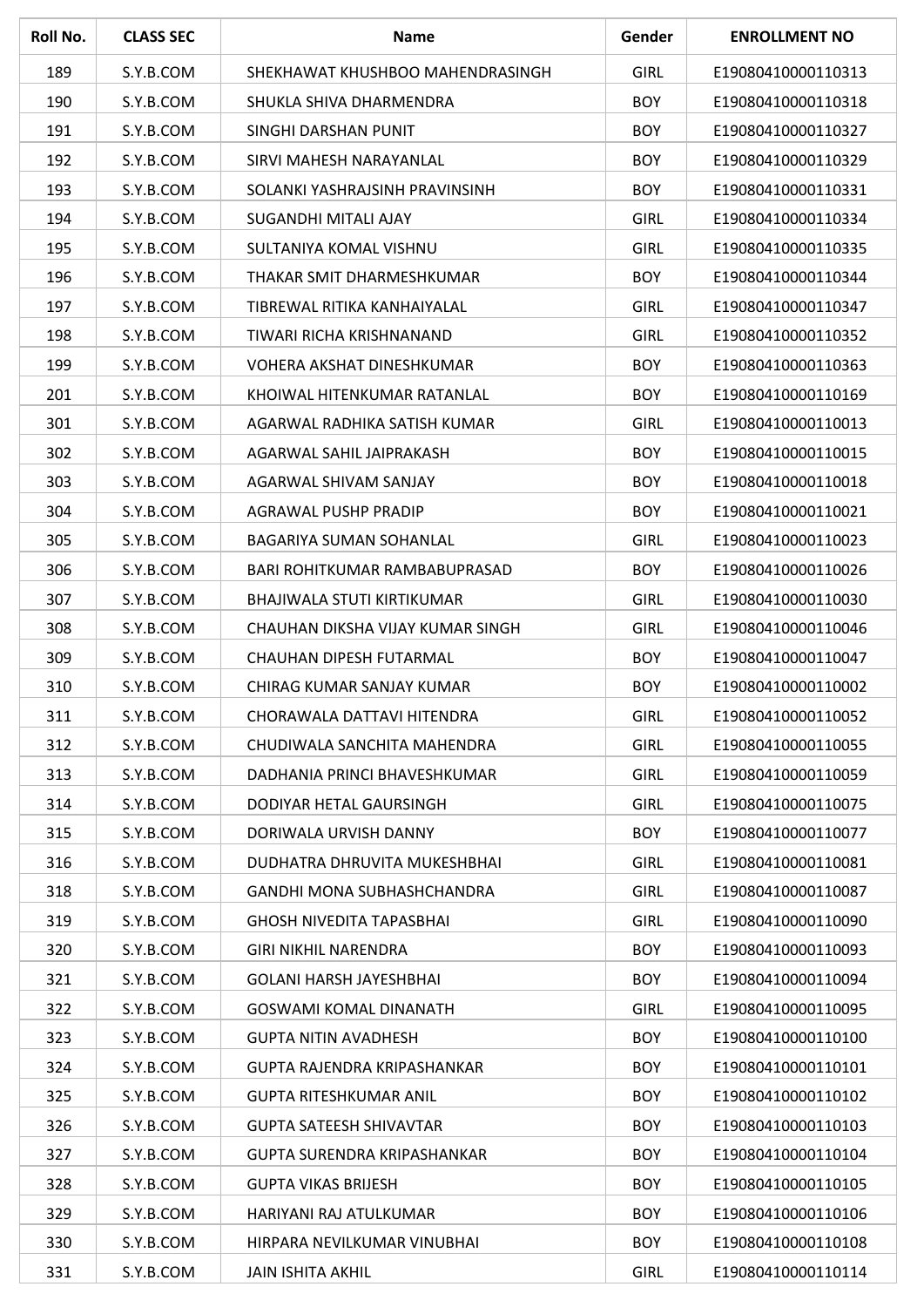| Roll No. | CLASS SEC | Name | Gender | ENROLLMENT NO |
|---|---|---|---|---|
| 189 | S.Y.B.COM | SHEKHAWAT KHUSHBOO MAHENDRASINGH | GIRL | E19080410000110313 |
| 190 | S.Y.B.COM | SHUKLA SHIVA DHARMENDRA | BOY | E19080410000110318 |
| 191 | S.Y.B.COM | SINGHI DARSHAN PUNIT | BOY | E19080410000110327 |
| 192 | S.Y.B.COM | SIRVI MAHESH NARAYANLAL | BOY | E19080410000110329 |
| 193 | S.Y.B.COM | SOLANKI YASHRAJSINH PRAVINSINH | BOY | E19080410000110331 |
| 194 | S.Y.B.COM | SUGANDHI MITALI AJAY | GIRL | E19080410000110334 |
| 195 | S.Y.B.COM | SULTANIYA KOMAL VISHNU | GIRL | E19080410000110335 |
| 196 | S.Y.B.COM | THAKAR SMIT DHARMESHKUMAR | BOY | E19080410000110344 |
| 197 | S.Y.B.COM | TIBREWAL RITIKA KANHAIYALAL | GIRL | E19080410000110347 |
| 198 | S.Y.B.COM | TIWARI RICHA KRISHNANAND | GIRL | E19080410000110352 |
| 199 | S.Y.B.COM | VOHERA AKSHAT DINESHKUMAR | BOY | E19080410000110363 |
| 201 | S.Y.B.COM | KHOIWAL HITENKUMAR RATANLAL | BOY | E19080410000110169 |
| 301 | S.Y.B.COM | AGARWAL RADHIKA SATISH KUMAR | GIRL | E19080410000110013 |
| 302 | S.Y.B.COM | AGARWAL SAHIL JAIPRAKASH | BOY | E19080410000110015 |
| 303 | S.Y.B.COM | AGARWAL SHIVAM SANJAY | BOY | E19080410000110018 |
| 304 | S.Y.B.COM | AGRAWAL PUSHP PRADIP | BOY | E19080410000110021 |
| 305 | S.Y.B.COM | BAGARIYA SUMAN SOHANLAL | GIRL | E19080410000110023 |
| 306 | S.Y.B.COM | BARI ROHITKUMAR RAMBABUPRASAD | BOY | E19080410000110026 |
| 307 | S.Y.B.COM | BHAJIWALA STUTI KIRTIKUMAR | GIRL | E19080410000110030 |
| 308 | S.Y.B.COM | CHAUHAN DIKSHA VIJAY KUMAR SINGH | GIRL | E19080410000110046 |
| 309 | S.Y.B.COM | CHAUHAN DIPESH FUTARMAL | BOY | E19080410000110047 |
| 310 | S.Y.B.COM | CHIRAG KUMAR SANJAY KUMAR | BOY | E19080410000110002 |
| 311 | S.Y.B.COM | CHORAWALA DATTAVI HITENDRA | GIRL | E19080410000110052 |
| 312 | S.Y.B.COM | CHUDIWALA SANCHITA MAHENDRA | GIRL | E19080410000110055 |
| 313 | S.Y.B.COM | DADHANIA PRINCI BHAVESHKUMAR | GIRL | E19080410000110059 |
| 314 | S.Y.B.COM | DODIYAR HETAL GAURSINGH | GIRL | E19080410000110075 |
| 315 | S.Y.B.COM | DORIWALA URVISH DANNY | BOY | E19080410000110077 |
| 316 | S.Y.B.COM | DUDHATRA DHRUVITA MUKESHBHAI | GIRL | E19080410000110081 |
| 318 | S.Y.B.COM | GANDHI MONA SUBHASHCHANDRA | GIRL | E19080410000110087 |
| 319 | S.Y.B.COM | GHOSH NIVEDITA TAPASBHAI | GIRL | E19080410000110090 |
| 320 | S.Y.B.COM | GIRI NIKHIL NARENDRA | BOY | E19080410000110093 |
| 321 | S.Y.B.COM | GOLANI HARSH JAYESHBHAI | BOY | E19080410000110094 |
| 322 | S.Y.B.COM | GOSWAMI KOMAL DINANATH | GIRL | E19080410000110095 |
| 323 | S.Y.B.COM | GUPTA NITIN AVADHESH | BOY | E19080410000110100 |
| 324 | S.Y.B.COM | GUPTA RAJENDRA KRIPASHANKAR | BOY | E19080410000110101 |
| 325 | S.Y.B.COM | GUPTA RITESHKUMAR ANIL | BOY | E19080410000110102 |
| 326 | S.Y.B.COM | GUPTA SATEESH SHIVAVTAR | BOY | E19080410000110103 |
| 327 | S.Y.B.COM | GUPTA SURENDRA KRIPASHANKAR | BOY | E19080410000110104 |
| 328 | S.Y.B.COM | GUPTA VIKAS BRIJESH | BOY | E19080410000110105 |
| 329 | S.Y.B.COM | HARIYANI RAJ ATULKUMAR | BOY | E19080410000110106 |
| 330 | S.Y.B.COM | HIRPARA NEVILKUMAR VINUBHAI | BOY | E19080410000110108 |
| 331 | S.Y.B.COM | JAIN ISHITA AKHIL | GIRL | E19080410000110114 |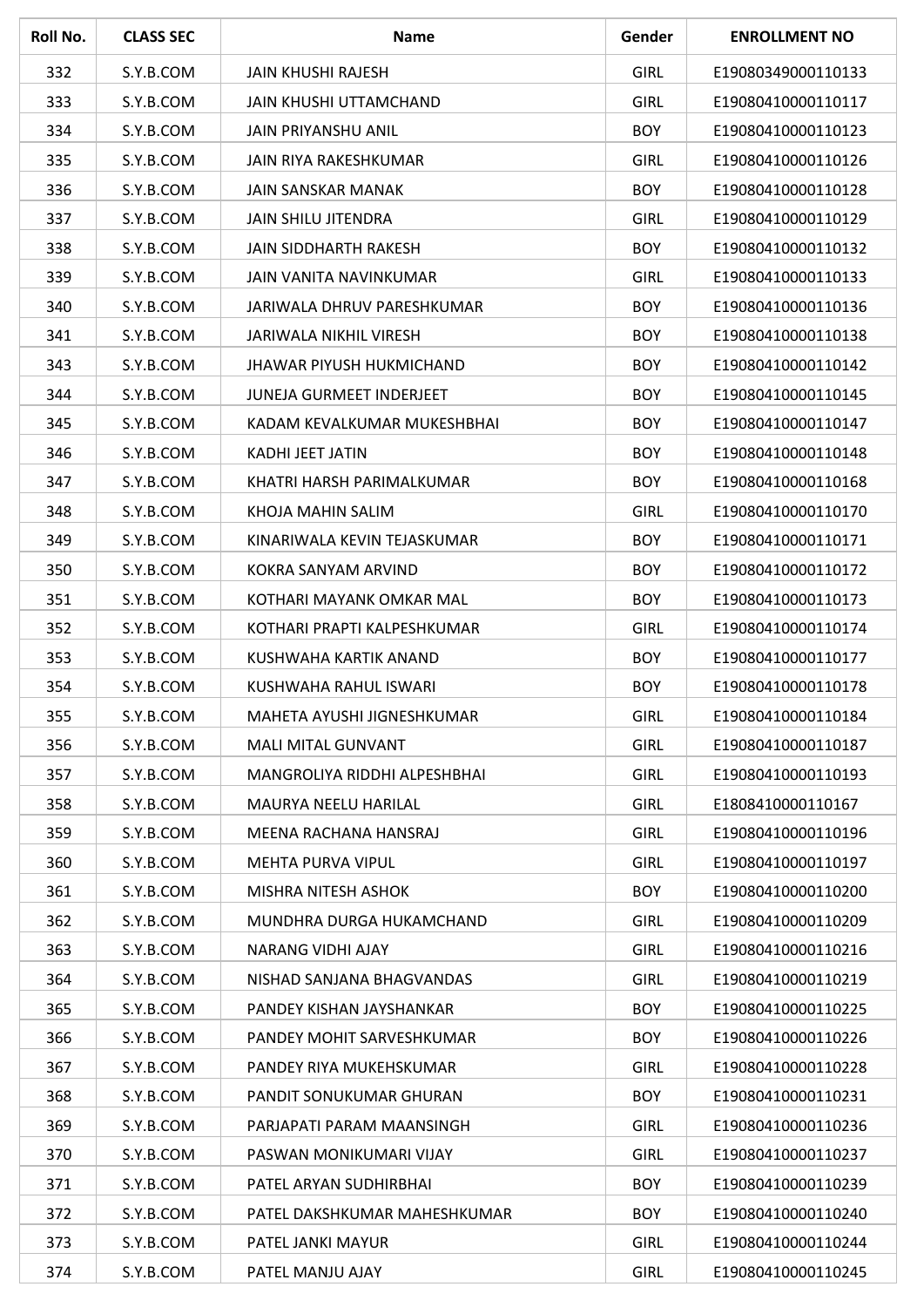| Roll No. | CLASS SEC | Name | Gender | ENROLLMENT NO |
|---|---|---|---|---|
| 332 | S.Y.B.COM | JAIN KHUSHI RAJESH | GIRL | E19080349000110133 |
| 333 | S.Y.B.COM | JAIN KHUSHI UTTAMCHAND | GIRL | E19080410000110117 |
| 334 | S.Y.B.COM | JAIN PRIYANSHU ANIL | BOY | E19080410000110123 |
| 335 | S.Y.B.COM | JAIN RIYA RAKESHKUMAR | GIRL | E19080410000110126 |
| 336 | S.Y.B.COM | JAIN SANSKAR MANAK | BOY | E19080410000110128 |
| 337 | S.Y.B.COM | JAIN SHILU JITENDRA | GIRL | E19080410000110129 |
| 338 | S.Y.B.COM | JAIN SIDDHARTH RAKESH | BOY | E19080410000110132 |
| 339 | S.Y.B.COM | JAIN VANITA NAVINKUMAR | GIRL | E19080410000110133 |
| 340 | S.Y.B.COM | JARIWALA DHRUV PARESHKUMAR | BOY | E19080410000110136 |
| 341 | S.Y.B.COM | JARIWALA NIKHIL VIRESH | BOY | E19080410000110138 |
| 343 | S.Y.B.COM | JHAWAR PIYUSH HUKMICHAND | BOY | E19080410000110142 |
| 344 | S.Y.B.COM | JUNEJA GURMEET INDERJEET | BOY | E19080410000110145 |
| 345 | S.Y.B.COM | KADAM KEVALKUMAR MUKESHBHAI | BOY | E19080410000110147 |
| 346 | S.Y.B.COM | KADHI JEET JATIN | BOY | E19080410000110148 |
| 347 | S.Y.B.COM | KHATRI HARSH PARIMALKUMAR | BOY | E19080410000110168 |
| 348 | S.Y.B.COM | KHOJA MAHIN SALIM | GIRL | E19080410000110170 |
| 349 | S.Y.B.COM | KINARIWALA KEVIN TEJASKUMAR | BOY | E19080410000110171 |
| 350 | S.Y.B.COM | KOKRA SANYAM ARVIND | BOY | E19080410000110172 |
| 351 | S.Y.B.COM | KOTHARI MAYANK OMKAR MAL | BOY | E19080410000110173 |
| 352 | S.Y.B.COM | KOTHARI PRAPTI KALPESHKUMAR | GIRL | E19080410000110174 |
| 353 | S.Y.B.COM | KUSHWAHA KARTIK ANAND | BOY | E19080410000110177 |
| 354 | S.Y.B.COM | KUSHWAHA RAHUL ISWARI | BOY | E19080410000110178 |
| 355 | S.Y.B.COM | MAHETA AYUSHI JIGNESHKUMAR | GIRL | E19080410000110184 |
| 356 | S.Y.B.COM | MALI MITAL GUNVANT | GIRL | E19080410000110187 |
| 357 | S.Y.B.COM | MANGROLIYA RIDDHI ALPESHBHAI | GIRL | E19080410000110193 |
| 358 | S.Y.B.COM | MAURYA NEELU HARILAL | GIRL | E1808410000110167 |
| 359 | S.Y.B.COM | MEENA RACHANA HANSRAJ | GIRL | E19080410000110196 |
| 360 | S.Y.B.COM | MEHTA PURVA VIPUL | GIRL | E19080410000110197 |
| 361 | S.Y.B.COM | MISHRA NITESH ASHOK | BOY | E19080410000110200 |
| 362 | S.Y.B.COM | MUNDHRA DURGA HUKAMCHAND | GIRL | E19080410000110209 |
| 363 | S.Y.B.COM | NARANG VIDHI AJAY | GIRL | E19080410000110216 |
| 364 | S.Y.B.COM | NISHAD SANJANA BHAGVANDAS | GIRL | E19080410000110219 |
| 365 | S.Y.B.COM | PANDEY KISHAN JAYSHANKAR | BOY | E19080410000110225 |
| 366 | S.Y.B.COM | PANDEY MOHIT SARVESHKUMAR | BOY | E19080410000110226 |
| 367 | S.Y.B.COM | PANDEY RIYA MUKEHSKUMAR | GIRL | E19080410000110228 |
| 368 | S.Y.B.COM | PANDIT SONUKUMAR GHURAN | BOY | E19080410000110231 |
| 369 | S.Y.B.COM | PARJAPATI PARAM MAANSINGH | GIRL | E19080410000110236 |
| 370 | S.Y.B.COM | PASWAN MONIKUMARI VIJAY | GIRL | E19080410000110237 |
| 371 | S.Y.B.COM | PATEL ARYAN SUDHIRBHAI | BOY | E19080410000110239 |
| 372 | S.Y.B.COM | PATEL DAKSHKUMAR MAHESHKUMAR | BOY | E19080410000110240 |
| 373 | S.Y.B.COM | PATEL JANKI MAYUR | GIRL | E19080410000110244 |
| 374 | S.Y.B.COM | PATEL MANJU AJAY | GIRL | E19080410000110245 |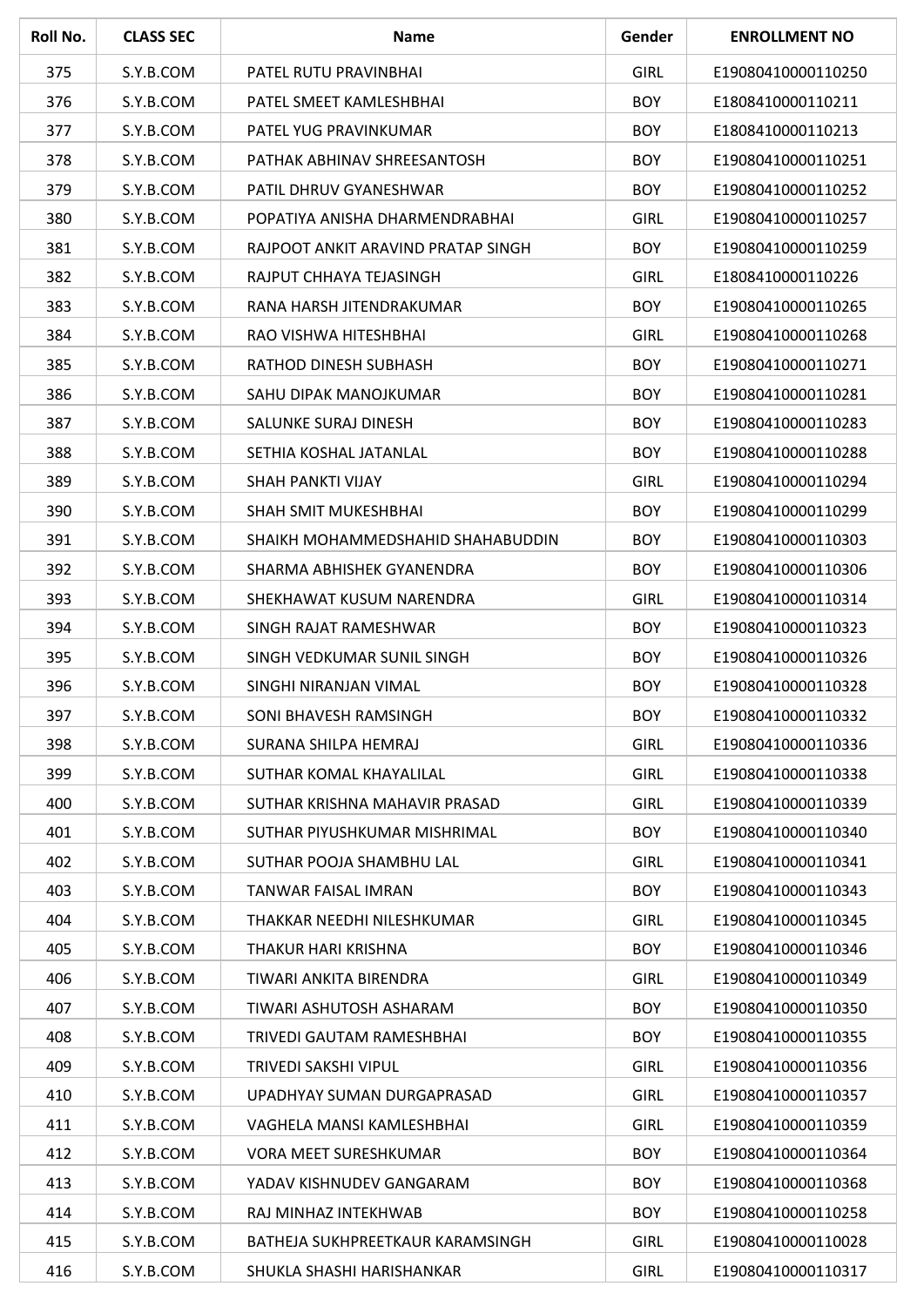| Roll No. | CLASS SEC | Name | Gender | ENROLLMENT NO |
|---|---|---|---|---|
| 375 | S.Y.B.COM | PATEL RUTU PRAVINBHAI | GIRL | E19080410000110250 |
| 376 | S.Y.B.COM | PATEL SMEET KAMLESHBHAI | BOY | E1808410000110211 |
| 377 | S.Y.B.COM | PATEL YUG PRAVINKUMAR | BOY | E1808410000110213 |
| 378 | S.Y.B.COM | PATHAK ABHINAV SHREESANTOSH | BOY | E19080410000110251 |
| 379 | S.Y.B.COM | PATIL DHRUV GYANESHWAR | BOY | E19080410000110252 |
| 380 | S.Y.B.COM | POPATIYA ANISHA DHARMENDRABHAI | GIRL | E19080410000110257 |
| 381 | S.Y.B.COM | RAJPOOT ANKIT ARAVIND PRATAP SINGH | BOY | E19080410000110259 |
| 382 | S.Y.B.COM | RAJPUT CHHAYA TEJASINGH | GIRL | E1808410000110226 |
| 383 | S.Y.B.COM | RANA HARSH JITENDRAKUMAR | BOY | E19080410000110265 |
| 384 | S.Y.B.COM | RAO VISHWA HITESHBHAI | GIRL | E19080410000110268 |
| 385 | S.Y.B.COM | RATHOD DINESH SUBHASH | BOY | E19080410000110271 |
| 386 | S.Y.B.COM | SAHU DIPAK MANOJKUMAR | BOY | E19080410000110281 |
| 387 | S.Y.B.COM | SALUNKE SURAJ DINESH | BOY | E19080410000110283 |
| 388 | S.Y.B.COM | SETHIA KOSHAL JATANLAL | BOY | E19080410000110288 |
| 389 | S.Y.B.COM | SHAH PANKTI VIJAY | GIRL | E19080410000110294 |
| 390 | S.Y.B.COM | SHAH SMIT MUKESHBHAI | BOY | E19080410000110299 |
| 391 | S.Y.B.COM | SHAIKH MOHAMMEDSHAHID SHAHABUDDIN | BOY | E19080410000110303 |
| 392 | S.Y.B.COM | SHARMA ABHISHEK GYANENDRA | BOY | E19080410000110306 |
| 393 | S.Y.B.COM | SHEKHAWAT KUSUM NARENDRA | GIRL | E19080410000110314 |
| 394 | S.Y.B.COM | SINGH RAJAT RAMESHWAR | BOY | E19080410000110323 |
| 395 | S.Y.B.COM | SINGH VEDKUMAR SUNIL SINGH | BOY | E19080410000110326 |
| 396 | S.Y.B.COM | SINGHI NIRANJAN VIMAL | BOY | E19080410000110328 |
| 397 | S.Y.B.COM | SONI BHAVESH RAMSINGH | BOY | E19080410000110332 |
| 398 | S.Y.B.COM | SURANA SHILPA HEMRAJ | GIRL | E19080410000110336 |
| 399 | S.Y.B.COM | SUTHAR KOMAL KHAYALILAL | GIRL | E19080410000110338 |
| 400 | S.Y.B.COM | SUTHAR KRISHNA MAHAVIR PRASAD | GIRL | E19080410000110339 |
| 401 | S.Y.B.COM | SUTHAR PIYUSHKUMAR MISHRIMAL | BOY | E19080410000110340 |
| 402 | S.Y.B.COM | SUTHAR POOJA SHAMBHU LAL | GIRL | E19080410000110341 |
| 403 | S.Y.B.COM | TANWAR FAISAL IMRAN | BOY | E19080410000110343 |
| 404 | S.Y.B.COM | THAKKAR NEEDHI NILESHKUMAR | GIRL | E19080410000110345 |
| 405 | S.Y.B.COM | THAKUR HARI KRISHNA | BOY | E19080410000110346 |
| 406 | S.Y.B.COM | TIWARI ANKITA BIRENDRA | GIRL | E19080410000110349 |
| 407 | S.Y.B.COM | TIWARI ASHUTOSH ASHARAM | BOY | E19080410000110350 |
| 408 | S.Y.B.COM | TRIVEDI GAUTAM RAMESHBHAI | BOY | E19080410000110355 |
| 409 | S.Y.B.COM | TRIVEDI SAKSHI VIPUL | GIRL | E19080410000110356 |
| 410 | S.Y.B.COM | UPADHYAY SUMAN DURGAPRASAD | GIRL | E19080410000110357 |
| 411 | S.Y.B.COM | VAGHELA MANSI KAMLESHBHAI | GIRL | E19080410000110359 |
| 412 | S.Y.B.COM | VORA MEET SURESHKUMAR | BOY | E19080410000110364 |
| 413 | S.Y.B.COM | YADAV KISHNUDEV GANGARAM | BOY | E19080410000110368 |
| 414 | S.Y.B.COM | RAJ MINHAZ INTEKHWAB | BOY | E19080410000110258 |
| 415 | S.Y.B.COM | BATHEJA SUKHPREETKAUR KARAMSINGH | GIRL | E19080410000110028 |
| 416 | S.Y.B.COM | SHUKLA SHASHI HARISHANKAR | GIRL | E19080410000110317 |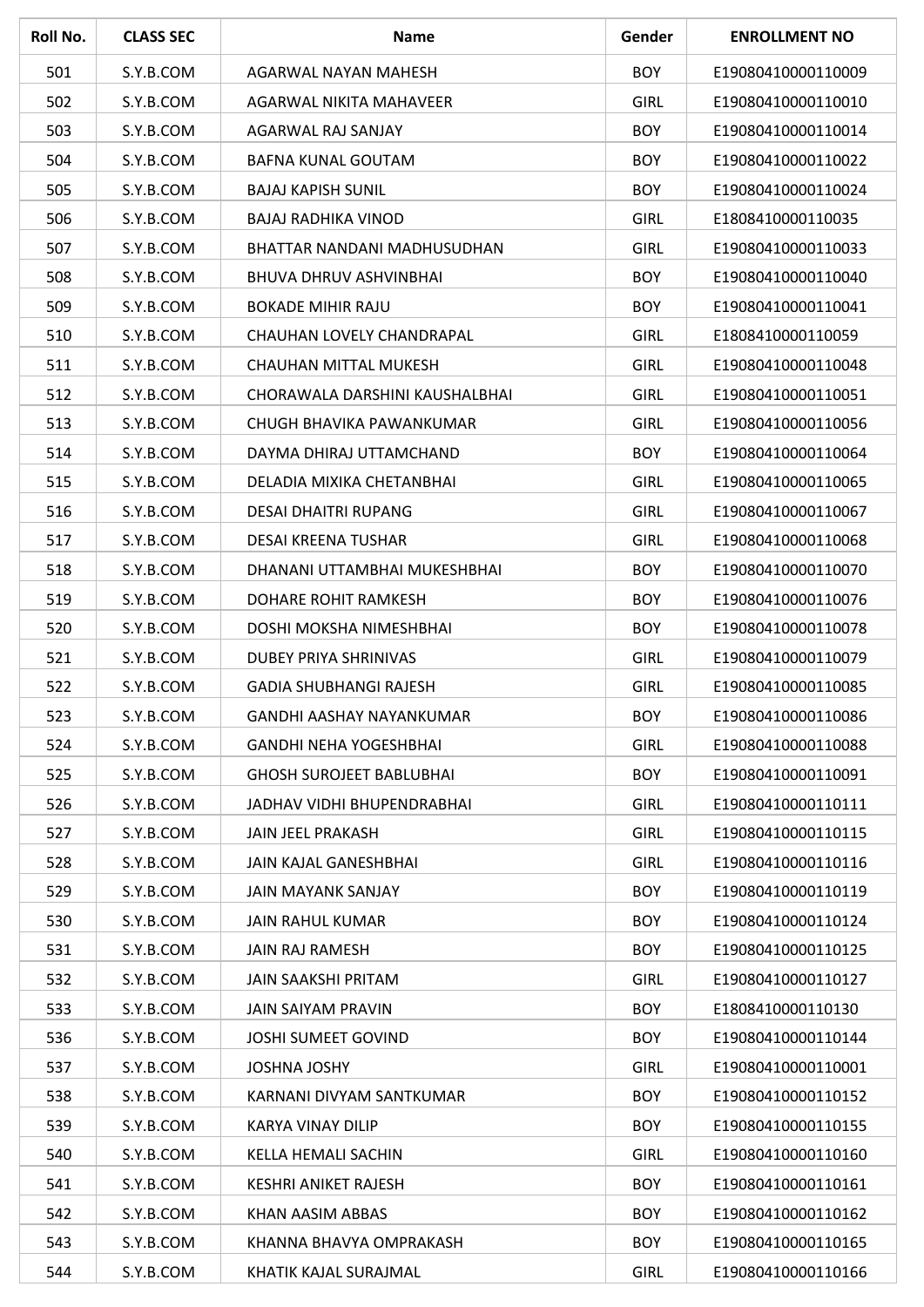| Roll No. | CLASS SEC | Name | Gender | ENROLLMENT NO |
|---|---|---|---|---|
| 501 | S.Y.B.COM | AGARWAL NAYAN MAHESH | BOY | E19080410000110009 |
| 502 | S.Y.B.COM | AGARWAL NIKITA MAHAVEER | GIRL | E19080410000110010 |
| 503 | S.Y.B.COM | AGARWAL RAJ SANJAY | BOY | E19080410000110014 |
| 504 | S.Y.B.COM | BAFNA KUNAL GOUTAM | BOY | E19080410000110022 |
| 505 | S.Y.B.COM | BAJAJ KAPISH SUNIL | BOY | E19080410000110024 |
| 506 | S.Y.B.COM | BAJAJ RADHIKA VINOD | GIRL | E1808410000110035 |
| 507 | S.Y.B.COM | BHATTAR NANDANI MADHUSUDHAN | GIRL | E19080410000110033 |
| 508 | S.Y.B.COM | BHUVA DHRUV ASHVINBHAI | BOY | E19080410000110040 |
| 509 | S.Y.B.COM | BOKADE MIHIR RAJU | BOY | E19080410000110041 |
| 510 | S.Y.B.COM | CHAUHAN LOVELY CHANDRAPAL | GIRL | E1808410000110059 |
| 511 | S.Y.B.COM | CHAUHAN MITTAL MUKESH | GIRL | E19080410000110048 |
| 512 | S.Y.B.COM | CHORAWALA DARSHINI KAUSHALBHAI | GIRL | E19080410000110051 |
| 513 | S.Y.B.COM | CHUGH BHAVIKA PAWANKUMAR | GIRL | E19080410000110056 |
| 514 | S.Y.B.COM | DAYMA DHIRAJ UTTAMCHAND | BOY | E19080410000110064 |
| 515 | S.Y.B.COM | DELADIA MIXIKA CHETANBHAI | GIRL | E19080410000110065 |
| 516 | S.Y.B.COM | DESAI DHAITRI RUPANG | GIRL | E19080410000110067 |
| 517 | S.Y.B.COM | DESAI KREENA TUSHAR | GIRL | E19080410000110068 |
| 518 | S.Y.B.COM | DHANANI UTTAMBHAI MUKESHBHAI | BOY | E19080410000110070 |
| 519 | S.Y.B.COM | DOHARE ROHIT RAMKESH | BOY | E19080410000110076 |
| 520 | S.Y.B.COM | DOSHI MOKSHA NIMESHBHAI | BOY | E19080410000110078 |
| 521 | S.Y.B.COM | DUBEY PRIYA SHRINIVAS | GIRL | E19080410000110079 |
| 522 | S.Y.B.COM | GADIA SHUBHANGI RAJESH | GIRL | E19080410000110085 |
| 523 | S.Y.B.COM | GANDHI AASHAY NAYANKUMAR | BOY | E19080410000110086 |
| 524 | S.Y.B.COM | GANDHI NEHA YOGESHBHAI | GIRL | E19080410000110088 |
| 525 | S.Y.B.COM | GHOSH SUROJEET BABLUBHAI | BOY | E19080410000110091 |
| 526 | S.Y.B.COM | JADHAV VIDHI BHUPENDRABHAI | GIRL | E19080410000110111 |
| 527 | S.Y.B.COM | JAIN JEEL PRAKASH | GIRL | E19080410000110115 |
| 528 | S.Y.B.COM | JAIN KAJAL GANESHBHAI | GIRL | E19080410000110116 |
| 529 | S.Y.B.COM | JAIN MAYANK SANJAY | BOY | E19080410000110119 |
| 530 | S.Y.B.COM | JAIN RAHUL KUMAR | BOY | E19080410000110124 |
| 531 | S.Y.B.COM | JAIN RAJ RAMESH | BOY | E19080410000110125 |
| 532 | S.Y.B.COM | JAIN SAAKSHI PRITAM | GIRL | E19080410000110127 |
| 533 | S.Y.B.COM | JAIN SAIYAM PRAVIN | BOY | E1808410000110130 |
| 536 | S.Y.B.COM | JOSHI SUMEET GOVIND | BOY | E19080410000110144 |
| 537 | S.Y.B.COM | JOSHNA JOSHY | GIRL | E19080410000110001 |
| 538 | S.Y.B.COM | KARNANI DIVYAM SANTKUMAR | BOY | E19080410000110152 |
| 539 | S.Y.B.COM | KARYA VINAY DILIP | BOY | E19080410000110155 |
| 540 | S.Y.B.COM | KELLA HEMALI SACHIN | GIRL | E19080410000110160 |
| 541 | S.Y.B.COM | KESHRI ANIKET RAJESH | BOY | E19080410000110161 |
| 542 | S.Y.B.COM | KHAN AASIM ABBAS | BOY | E19080410000110162 |
| 543 | S.Y.B.COM | KHANNA BHAVYA OMPRAKASH | BOY | E19080410000110165 |
| 544 | S.Y.B.COM | KHATIK KAJAL SURAJMAL | GIRL | E19080410000110166 |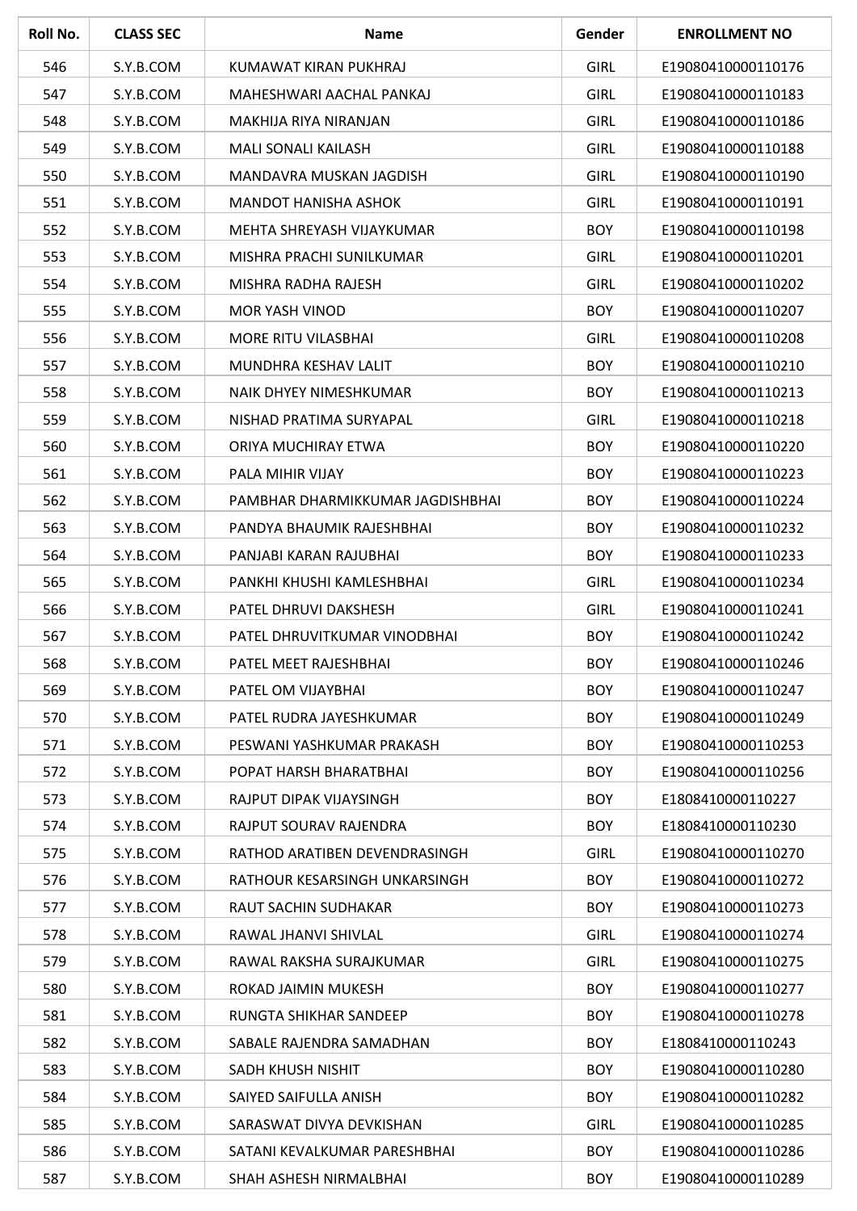| Roll No. | CLASS SEC | Name | Gender | ENROLLMENT NO |
|---|---|---|---|---|
| 546 | S.Y.B.COM | KUMAWAT KIRAN PUKHRAJ | GIRL | E19080410000110176 |
| 547 | S.Y.B.COM | MAHESHWARI AACHAL PANKAJ | GIRL | E19080410000110183 |
| 548 | S.Y.B.COM | MAKHIJA RIYA NIRANJAN | GIRL | E19080410000110186 |
| 549 | S.Y.B.COM | MALI SONALI KAILASH | GIRL | E19080410000110188 |
| 550 | S.Y.B.COM | MANDAVRA MUSKAN JAGDISH | GIRL | E19080410000110190 |
| 551 | S.Y.B.COM | MANDOT HANISHA ASHOK | GIRL | E19080410000110191 |
| 552 | S.Y.B.COM | MEHTA SHREYASH VIJAYKUMAR | BOY | E19080410000110198 |
| 553 | S.Y.B.COM | MISHRA PRACHI SUNILKUMAR | GIRL | E19080410000110201 |
| 554 | S.Y.B.COM | MISHRA RADHA RAJESH | GIRL | E19080410000110202 |
| 555 | S.Y.B.COM | MOR YASH VINOD | BOY | E19080410000110207 |
| 556 | S.Y.B.COM | MORE RITU VILASBHAI | GIRL | E19080410000110208 |
| 557 | S.Y.B.COM | MUNDHRA KESHAV LALIT | BOY | E19080410000110210 |
| 558 | S.Y.B.COM | NAIK DHYEY NIMESHKUMAR | BOY | E19080410000110213 |
| 559 | S.Y.B.COM | NISHAD PRATIMA SURYAPAL | GIRL | E19080410000110218 |
| 560 | S.Y.B.COM | ORIYA MUCHIRAY ETWA | BOY | E19080410000110220 |
| 561 | S.Y.B.COM | PALA MIHIR VIJAY | BOY | E19080410000110223 |
| 562 | S.Y.B.COM | PAMBHAR DHARMIKKUMAR JAGDISHBHAI | BOY | E19080410000110224 |
| 563 | S.Y.B.COM | PANDYA BHAUMIK RAJESHBHAI | BOY | E19080410000110232 |
| 564 | S.Y.B.COM | PANJABI KARAN RAJUBHAI | BOY | E19080410000110233 |
| 565 | S.Y.B.COM | PANKHI KHUSHI KAMLESHBHAI | GIRL | E19080410000110234 |
| 566 | S.Y.B.COM | PATEL DHRUVI DAKSHESH | GIRL | E19080410000110241 |
| 567 | S.Y.B.COM | PATEL DHRUVITKUMAR VINODBHAI | BOY | E19080410000110242 |
| 568 | S.Y.B.COM | PATEL MEET RAJESHBHAI | BOY | E19080410000110246 |
| 569 | S.Y.B.COM | PATEL OM VIJAYBHAI | BOY | E19080410000110247 |
| 570 | S.Y.B.COM | PATEL RUDRA JAYESHKUMAR | BOY | E19080410000110249 |
| 571 | S.Y.B.COM | PESWANI YASHKUMAR PRAKASH | BOY | E19080410000110253 |
| 572 | S.Y.B.COM | POPAT HARSH BHARATBHAI | BOY | E19080410000110256 |
| 573 | S.Y.B.COM | RAJPUT DIPAK VIJAYSINGH | BOY | E1808410000110227 |
| 574 | S.Y.B.COM | RAJPUT SOURAV RAJENDRA | BOY | E1808410000110230 |
| 575 | S.Y.B.COM | RATHOD ARATIBEN DEVENDRASINGH | GIRL | E19080410000110270 |
| 576 | S.Y.B.COM | RATHOUR KESARSINGH UNKARSINGH | BOY | E19080410000110272 |
| 577 | S.Y.B.COM | RAUT SACHIN SUDHAKAR | BOY | E19080410000110273 |
| 578 | S.Y.B.COM | RAWAL JHANVI SHIVLAL | GIRL | E19080410000110274 |
| 579 | S.Y.B.COM | RAWAL RAKSHA SURAJKUMAR | GIRL | E19080410000110275 |
| 580 | S.Y.B.COM | ROKAD JAIMIN MUKESH | BOY | E19080410000110277 |
| 581 | S.Y.B.COM | RUNGTA SHIKHAR SANDEEP | BOY | E19080410000110278 |
| 582 | S.Y.B.COM | SABALE RAJENDRA SAMADHAN | BOY | E1808410000110243 |
| 583 | S.Y.B.COM | SADH KHUSH NISHIT | BOY | E19080410000110280 |
| 584 | S.Y.B.COM | SAIYED SAIFULLA ANISH | BOY | E19080410000110282 |
| 585 | S.Y.B.COM | SARASWAT DIVYA DEVKISHAN | GIRL | E19080410000110285 |
| 586 | S.Y.B.COM | SATANI KEVALKUMAR PARESHBHAI | BOY | E19080410000110286 |
| 587 | S.Y.B.COM | SHAH ASHESH NIRMALBHAI | BOY | E19080410000110289 |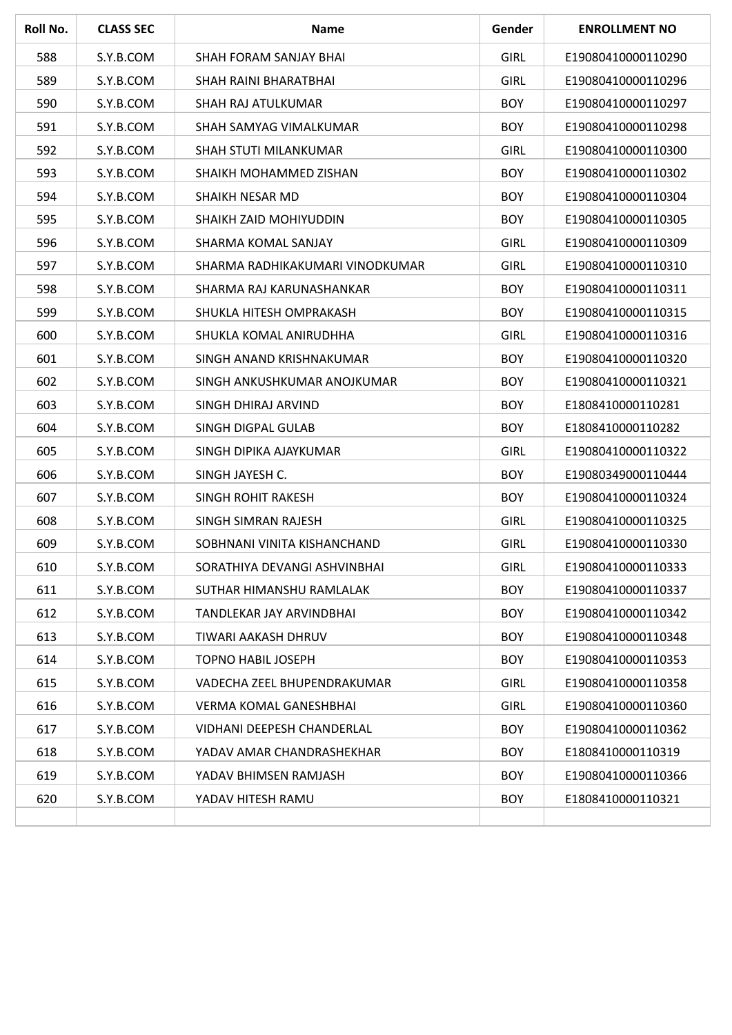| Roll No. | CLASS SEC | Name | Gender | ENROLLMENT NO |
|---|---|---|---|---|
| 588 | S.Y.B.COM | SHAH FORAM SANJAY BHAI | GIRL | E19080410000110290 |
| 589 | S.Y.B.COM | SHAH RAINI BHARATBHAI | GIRL | E19080410000110296 |
| 590 | S.Y.B.COM | SHAH RAJ ATULKUMAR | BOY | E19080410000110297 |
| 591 | S.Y.B.COM | SHAH SAMYAG VIMALKUMAR | BOY | E19080410000110298 |
| 592 | S.Y.B.COM | SHAH STUTI MILANKUMAR | GIRL | E19080410000110300 |
| 593 | S.Y.B.COM | SHAIKH MOHAMMED ZISHAN | BOY | E19080410000110302 |
| 594 | S.Y.B.COM | SHAIKH NESAR MD | BOY | E19080410000110304 |
| 595 | S.Y.B.COM | SHAIKH ZAID MOHIYUDDIN | BOY | E19080410000110305 |
| 596 | S.Y.B.COM | SHARMA KOMAL SANJAY | GIRL | E19080410000110309 |
| 597 | S.Y.B.COM | SHARMA RADHIKAKUMARI VINODKUMAR | GIRL | E19080410000110310 |
| 598 | S.Y.B.COM | SHARMA RAJ KARUNASHANKAR | BOY | E19080410000110311 |
| 599 | S.Y.B.COM | SHUKLA HITESH OMPRAKASH | BOY | E19080410000110315 |
| 600 | S.Y.B.COM | SHUKLA KOMAL ANIRUDHHA | GIRL | E19080410000110316 |
| 601 | S.Y.B.COM | SINGH ANAND KRISHNAKUMAR | BOY | E19080410000110320 |
| 602 | S.Y.B.COM | SINGH ANKUSHKUMAR ANOJKUMAR | BOY | E19080410000110321 |
| 603 | S.Y.B.COM | SINGH DHIRAJ ARVIND | BOY | E1808410000110281 |
| 604 | S.Y.B.COM | SINGH DIGPAL GULAB | BOY | E1808410000110282 |
| 605 | S.Y.B.COM | SINGH DIPIKA AJAYKUMAR | GIRL | E19080410000110322 |
| 606 | S.Y.B.COM | SINGH JAYESH C. | BOY | E19080349000110444 |
| 607 | S.Y.B.COM | SINGH ROHIT RAKESH | BOY | E19080410000110324 |
| 608 | S.Y.B.COM | SINGH SIMRAN RAJESH | GIRL | E19080410000110325 |
| 609 | S.Y.B.COM | SOBHNANI VINITA KISHANCHAND | GIRL | E19080410000110330 |
| 610 | S.Y.B.COM | SORATHIYA DEVANGI ASHVINBHAI | GIRL | E19080410000110333 |
| 611 | S.Y.B.COM | SUTHAR HIMANSHU RAMLALAK | BOY | E19080410000110337 |
| 612 | S.Y.B.COM | TANDLEKAR JAY ARVINDBHAI | BOY | E19080410000110342 |
| 613 | S.Y.B.COM | TIWARI AAKASH DHRUV | BOY | E19080410000110348 |
| 614 | S.Y.B.COM | TOPNO HABIL JOSEPH | BOY | E19080410000110353 |
| 615 | S.Y.B.COM | VADECHA ZEEL BHUPENDRAKUMAR | GIRL | E19080410000110358 |
| 616 | S.Y.B.COM | VERMA KOMAL GANESHBHAI | GIRL | E19080410000110360 |
| 617 | S.Y.B.COM | VIDHANI DEEPESH CHANDERLAL | BOY | E19080410000110362 |
| 618 | S.Y.B.COM | YADAV AMAR CHANDRASHEKHAR | BOY | E1808410000110319 |
| 619 | S.Y.B.COM | YADAV BHIMSEN RAMJASH | BOY | E19080410000110366 |
| 620 | S.Y.B.COM | YADAV HITESH RAMU | BOY | E1808410000110321 |
| | | | | |